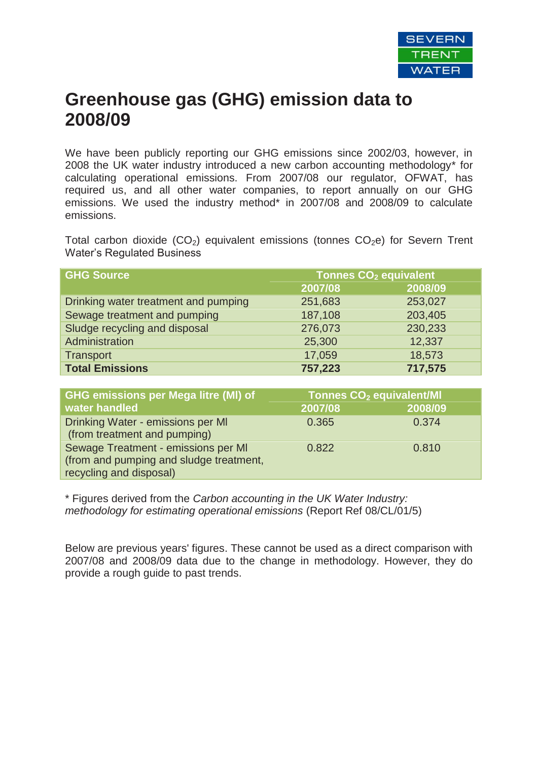# Greenhouse gas (GHG) emission data to 2008/09

We have been publicly reporting our GHG emissions since 2002/03, however, in 2008 the UK water industry introduced a new carbon accounting methodology* for calculating operational emissions. From 2007/08 our regulator, OFWAT, has required us, and all other water companies, to report annually on our GHG emissions. We used the industry method* in 2007/08 and 2008/09 to calculate emissions.

Total carbon dioxide ($CO_2$) equivalent emissions (tonnes $CO_2e$) for Severn Trent Water's Regulated Business

| GHG Source | Tonnes $CO_2$ equivalent | |
|---|---|---|
| | 2007/08 | 2008/09 |
| Drinking water treatment and pumping | 251,683 | 253,027 |
| Sewage treatment and pumping | 187,108 | 203,405 |
| Sludge recycling and disposal | 276,073 | 230,233 |
| Administration | 25,300 | 12,337 |
| Transport | 17,059 | 18,573 |
| **Total Emissions** | **757,223** | **717,575** |

| GHG emissions per Mega litre (Ml) of water handled | Tonnes $CO_2$ equivalent/Ml | |
|---|---|---|
| | 2007/08 | 2008/09 |
| Drinking Water - emissions per Ml (from treatment and pumping) | 0.365 | 0.374 |
| Sewage Treatment - emissions per Ml (from and pumping and sludge treatment, recycling and disposal) | 0.822 | 0.810 |

* Figures derived from the *Carbon accounting in the UK Water Industry: methodology for estimating operational emissions* (Report Ref 08/CL/01/5)

Below are previous years' figures. These cannot be used as a direct comparison with 2007/08 and 2008/09 data due to the change in methodology. However, they do provide a rough guide to past trends.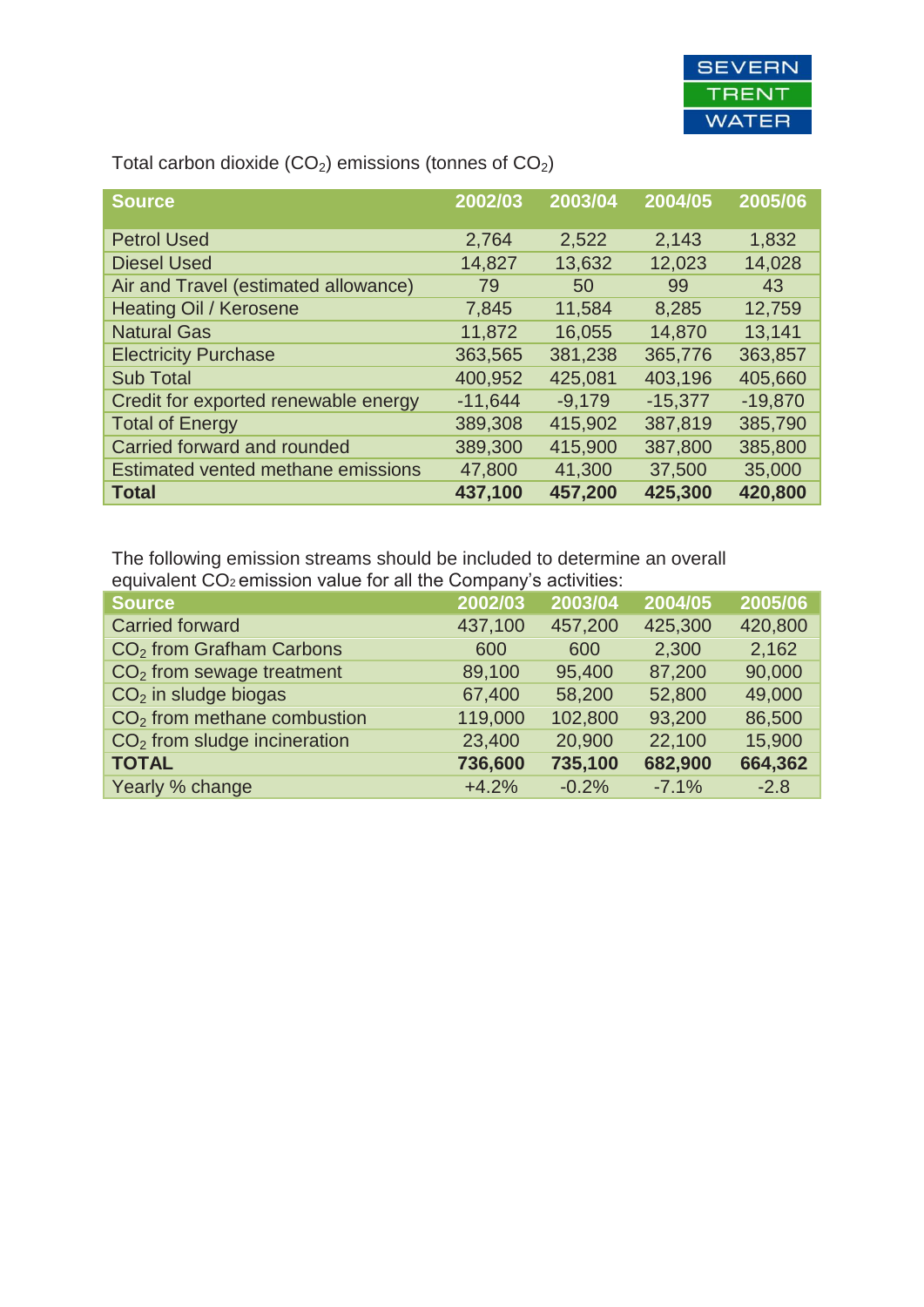Total carbon dioxide ($CO_2$) emissions (tonnes of $CO_2$)

| Source | 2002/03 | 2003/04 | 2004/05 | 2005/06 |
|---|---|---|---|---|
| Petrol Used | 2,764 | 2,522 | 2,143 | 1,832 |
| Diesel Used | 14,827 | 13,632 | 12,023 | 14,028 |
| Air and Travel (estimated allowance) | 79 | 50 | 99 | 43 |
| Heating Oil / Kerosene | 7,845 | 11,584 | 8,285 | 12,759 |
| Natural Gas | 11,872 | 16,055 | 14,870 | 13,141 |
| Electricity Purchase | 363,565 | 381,238 | 365,776 | 363,857 |
| Sub Total | 400,952 | 425,081 | 403,196 | 405,660 |
| Credit for exported renewable energy | -11,644 | -9,179 | -15,377 | -19,870 |
| Total of Energy | 389,308 | 415,902 | 387,819 | 385,790 |
| Carried forward and rounded | 389,300 | 415,900 | 387,800 | 385,800 |
| Estimated vented methane emissions | 47,800 | 41,300 | 37,500 | 35,000 |
| **Total** | **437,100** | **457,200** | **425,300** | **420,800** |

The following emission streams should be included to determine an overall equivalent $CO_2$ emission value for all the Company's activities:

| Source | 2002/03 | 2003/04 | 2004/05 | 2005/06 |
|---|---|---|---|---|
| Carried forward | 437,100 | 457,200 | 425,300 | 420,800 |
| $CO_2$ from Grafham Carbons | 600 | 600 | 2,300 | 2,162 |
| $CO_2$ from sewage treatment | 89,100 | 95,400 | 87,200 | 90,000 |
| $CO_2$ in sludge biogas | 67,400 | 58,200 | 52,800 | 49,000 |
| $CO_2$ from methane combustion | 119,000 | 102,800 | 93,200 | 86,500 |
| $CO_2$ from sludge incineration | 23,400 | 20,900 | 22,100 | 15,900 |
| **TOTAL** | **736,600** | **735,100** | **682,900** | **664,362** |
| Yearly % change | +4.2% | -0.2% | -7.1% | -2.8 |